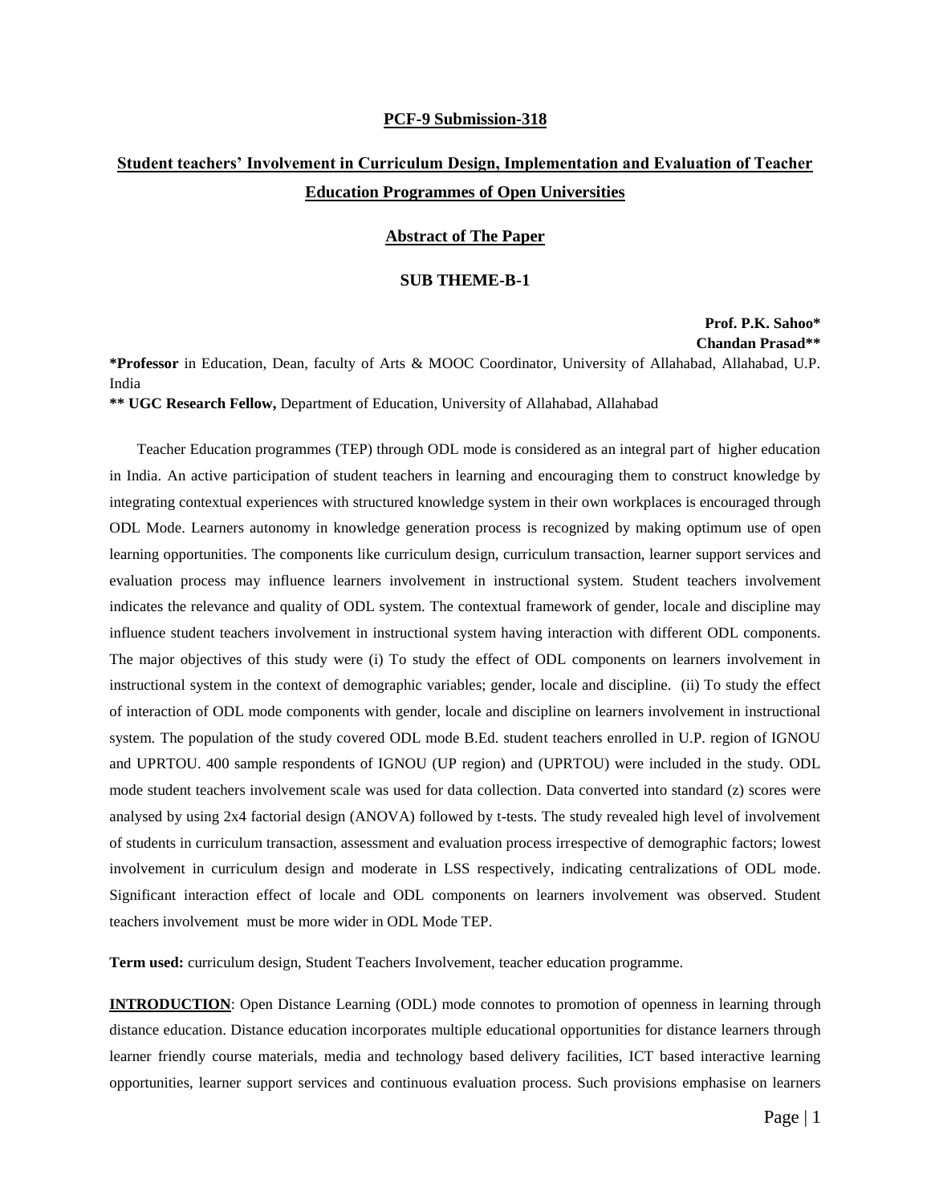**PCF-9 Submission-318**

# Student teachers' Involvement in Curriculum Design, Implementation and Evaluation of Teacher Education Programmes of Open Universities

## Abstract of The Paper

### SUB THEME-B-1

**Prof. P.K. Sahoo***
**Chandan Prasad****

***Professor** in Education, Dean, faculty of Arts & MOOC Coordinator, University of Allahabad, Allahabad, U.P. India

**** UGC Research Fellow,** Department of Education, University of Allahabad, Allahabad

Teacher Education programmes (TEP) through ODL mode is considered as an integral part of higher education in India. An active participation of student teachers in learning and encouraging them to construct knowledge by integrating contextual experiences with structured knowledge system in their own workplaces is encouraged through ODL Mode. Learners autonomy in knowledge generation process is recognized by making optimum use of open learning opportunities. The components like curriculum design, curriculum transaction, learner support services and evaluation process may influence learners involvement in instructional system. Student teachers involvement indicates the relevance and quality of ODL system. The contextual framework of gender, locale and discipline may influence student teachers involvement in instructional system having interaction with different ODL components. The major objectives of this study were (i) To study the effect of ODL components on learners involvement in instructional system in the context of demographic variables; gender, locale and discipline. (ii) To study the effect of interaction of ODL mode components with gender, locale and discipline on learners involvement in instructional system. The population of the study covered ODL mode B.Ed. student teachers enrolled in U.P. region of IGNOU and UPRTOU. 400 sample respondents of IGNOU (UP region) and (UPRTOU) were included in the study. ODL mode student teachers involvement scale was used for data collection. Data converted into standard (z) scores were analysed by using 2x4 factorial design (ANOVA) followed by t-tests. The study revealed high level of involvement of students in curriculum transaction, assessment and evaluation process irrespective of demographic factors; lowest involvement in curriculum design and moderate in LSS respectively, indicating centralizations of ODL mode. Significant interaction effect of locale and ODL components on learners involvement was observed. Student teachers involvement must be more wider in ODL Mode TEP.

**Term used:** curriculum design, Student Teachers Involvement, teacher education programme.

**INTRODUCTION**: Open Distance Learning (ODL) mode connotes to promotion of openness in learning through distance education. Distance education incorporates multiple educational opportunities for distance learners through learner friendly course materials, media and technology based delivery facilities, ICT based interactive learning opportunities, learner support services and continuous evaluation process. Such provisions emphasise on learners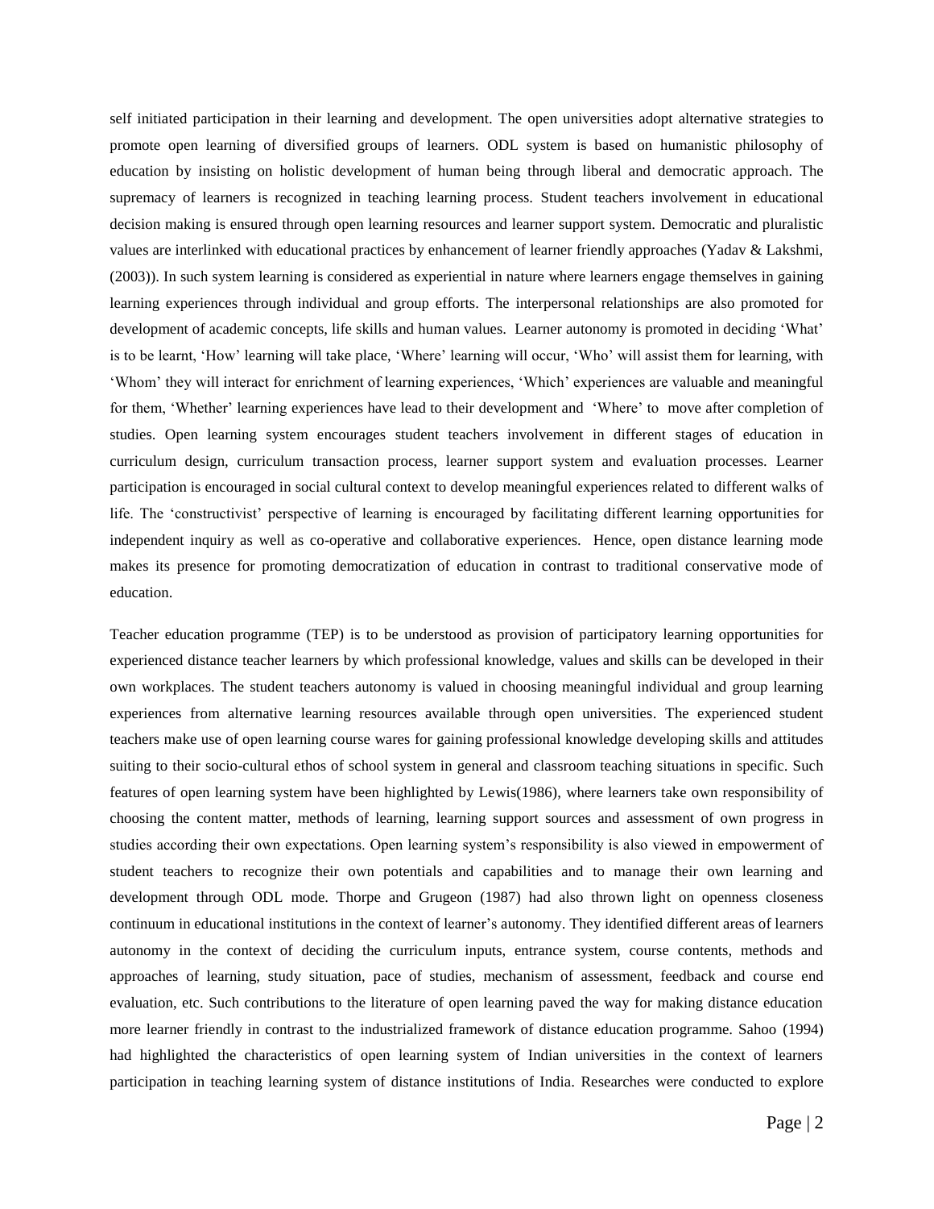self initiated participation in their learning and development. The open universities adopt alternative strategies to promote open learning of diversified groups of learners. ODL system is based on humanistic philosophy of education by insisting on holistic development of human being through liberal and democratic approach. The supremacy of learners is recognized in teaching learning process. Student teachers involvement in educational decision making is ensured through open learning resources and learner support system. Democratic and pluralistic values are interlinked with educational practices by enhancement of learner friendly approaches (Yadav & Lakshmi, (2003)). In such system learning is considered as experiential in nature where learners engage themselves in gaining learning experiences through individual and group efforts. The interpersonal relationships are also promoted for development of academic concepts, life skills and human values. Learner autonomy is promoted in deciding 'What' is to be learnt, 'How' learning will take place, 'Where' learning will occur, 'Who' will assist them for learning, with 'Whom' they will interact for enrichment of learning experiences, 'Which' experiences are valuable and meaningful for them, 'Whether' learning experiences have lead to their development and 'Where' to move after completion of studies. Open learning system encourages student teachers involvement in different stages of education in curriculum design, curriculum transaction process, learner support system and evaluation processes. Learner participation is encouraged in social cultural context to develop meaningful experiences related to different walks of life. The 'constructivist' perspective of learning is encouraged by facilitating different learning opportunities for independent inquiry as well as co-operative and collaborative experiences. Hence, open distance learning mode makes its presence for promoting democratization of education in contrast to traditional conservative mode of education.

Teacher education programme (TEP) is to be understood as provision of participatory learning opportunities for experienced distance teacher learners by which professional knowledge, values and skills can be developed in their own workplaces. The student teachers autonomy is valued in choosing meaningful individual and group learning experiences from alternative learning resources available through open universities. The experienced student teachers make use of open learning course wares for gaining professional knowledge developing skills and attitudes suiting to their socio-cultural ethos of school system in general and classroom teaching situations in specific. Such features of open learning system have been highlighted by Lewis(1986), where learners take own responsibility of choosing the content matter, methods of learning, learning support sources and assessment of own progress in studies according their own expectations. Open learning system's responsibility is also viewed in empowerment of student teachers to recognize their own potentials and capabilities and to manage their own learning and development through ODL mode. Thorpe and Grugeon (1987) had also thrown light on openness closeness continuum in educational institutions in the context of learner's autonomy. They identified different areas of learners autonomy in the context of deciding the curriculum inputs, entrance system, course contents, methods and approaches of learning, study situation, pace of studies, mechanism of assessment, feedback and course end evaluation, etc. Such contributions to the literature of open learning paved the way for making distance education more learner friendly in contrast to the industrialized framework of distance education programme. Sahoo (1994) had highlighted the characteristics of open learning system of Indian universities in the context of learners participation in teaching learning system of distance institutions of India. Researches were conducted to explore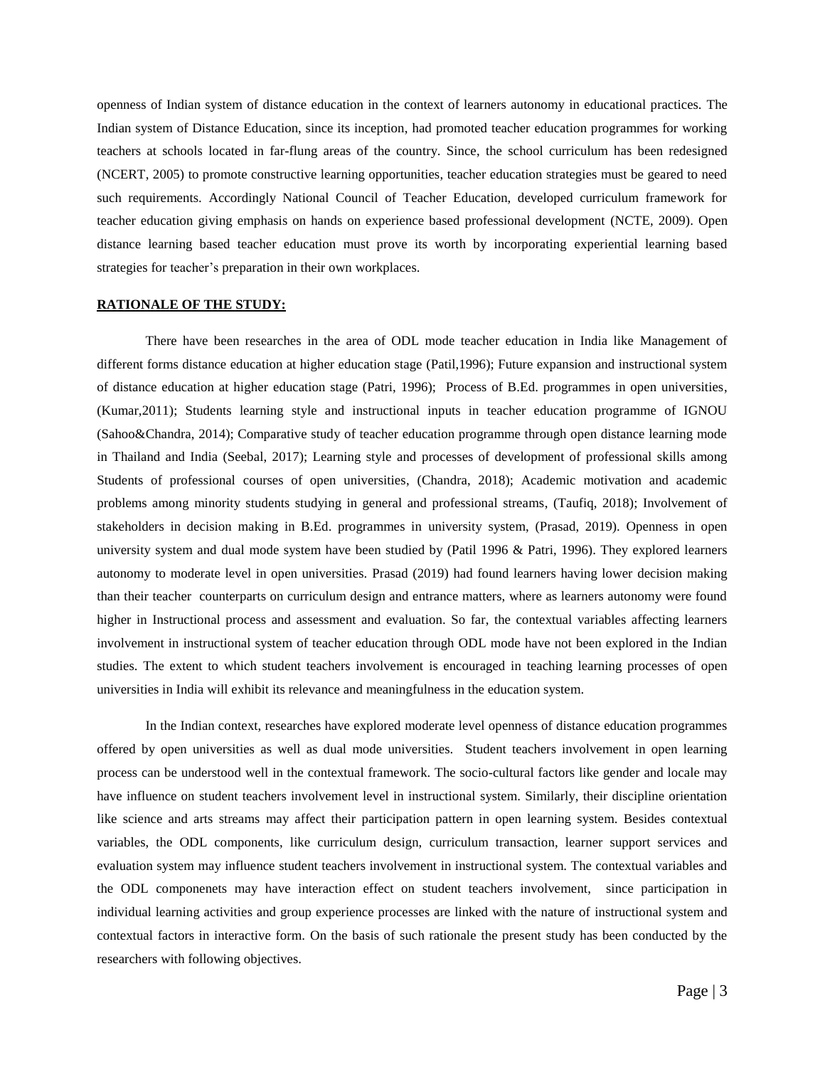openness of Indian system of distance education in the context of learners autonomy in educational practices. The Indian system of Distance Education, since its inception, had promoted teacher education programmes for working teachers at schools located in far-flung areas of the country. Since, the school curriculum has been redesigned (NCERT, 2005) to promote constructive learning opportunities, teacher education strategies must be geared to need such requirements. Accordingly National Council of Teacher Education, developed curriculum framework for teacher education giving emphasis on hands on experience based professional development (NCTE, 2009). Open distance learning based teacher education must prove its worth by incorporating experiential learning based strategies for teacher's preparation in their own workplaces.

**RATIONALE OF THE STUDY:**

There have been researches in the area of ODL mode teacher education in India like Management of different forms distance education at higher education stage (Patil,1996); Future expansion and instructional system of distance education at higher education stage (Patri, 1996); Process of B.Ed. programmes in open universities, (Kumar,2011); Students learning style and instructional inputs in teacher education programme of IGNOU (Sahoo&Chandra, 2014); Comparative study of teacher education programme through open distance learning mode in Thailand and India (Seebal, 2017); Learning style and processes of development of professional skills among Students of professional courses of open universities, (Chandra, 2018); Academic motivation and academic problems among minority students studying in general and professional streams, (Taufiq, 2018); Involvement of stakeholders in decision making in B.Ed. programmes in university system, (Prasad, 2019). Openness in open university system and dual mode system have been studied by (Patil 1996 & Patri, 1996). They explored learners autonomy to moderate level in open universities. Prasad (2019) had found learners having lower decision making than their teacher counterparts on curriculum design and entrance matters, where as learners autonomy were found higher in Instructional process and assessment and evaluation. So far, the contextual variables affecting learners involvement in instructional system of teacher education through ODL mode have not been explored in the Indian studies. The extent to which student teachers involvement is encouraged in teaching learning processes of open universities in India will exhibit its relevance and meaningfulness in the education system.

In the Indian context, researches have explored moderate level openness of distance education programmes offered by open universities as well as dual mode universities. Student teachers involvement in open learning process can be understood well in the contextual framework. The socio-cultural factors like gender and locale may have influence on student teachers involvement level in instructional system. Similarly, their discipline orientation like science and arts streams may affect their participation pattern in open learning system. Besides contextual variables, the ODL components, like curriculum design, curriculum transaction, learner support services and evaluation system may influence student teachers involvement in instructional system. The contextual variables and the ODL componenets may have interaction effect on student teachers involvement, since participation in individual learning activities and group experience processes are linked with the nature of instructional system and contextual factors in interactive form. On the basis of such rationale the present study has been conducted by the researchers with following objectives.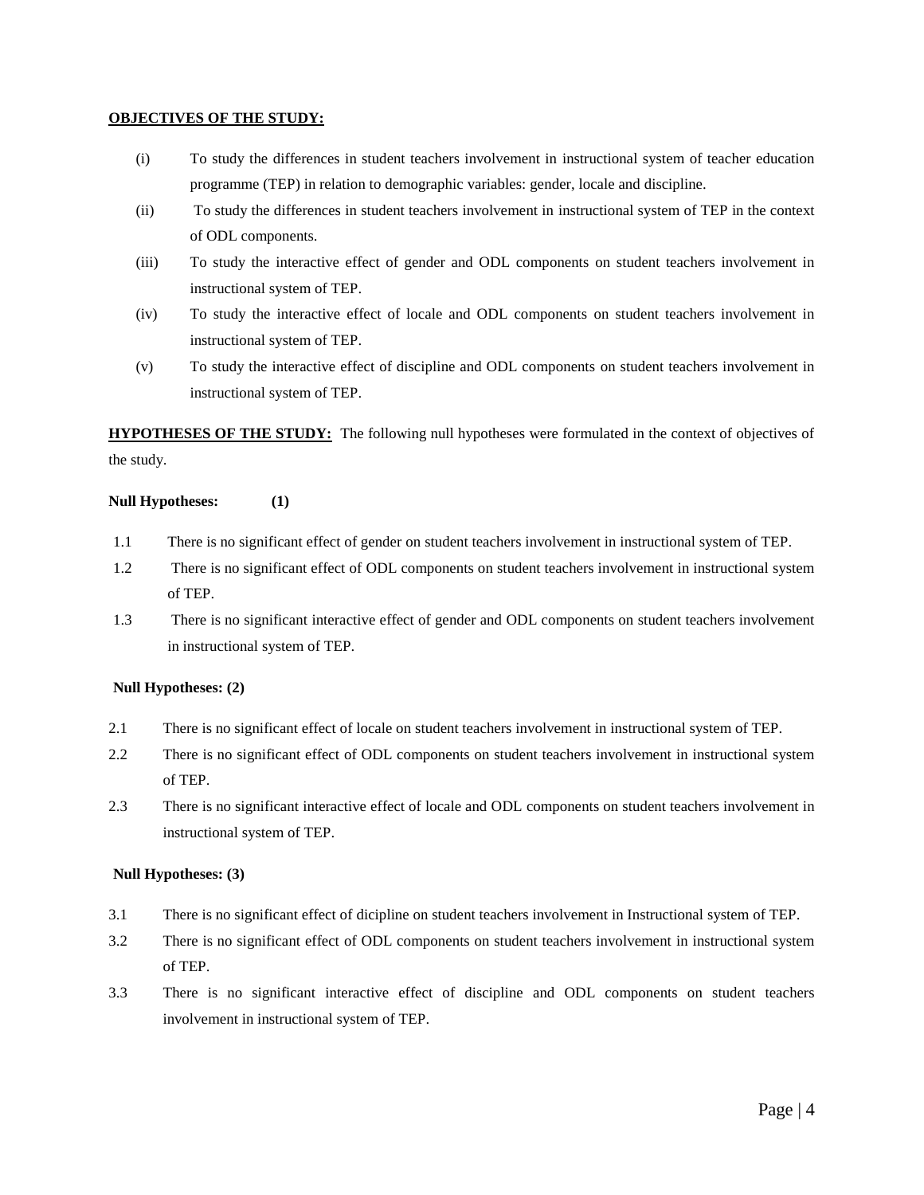**OBJECTIVES OF THE STUDY:**

(i) To study the differences in student teachers involvement in instructional system of teacher education programme (TEP) in relation to demographic variables: gender, locale and discipline.

(ii) To study the differences in student teachers involvement in instructional system of TEP in the context of ODL components.

(iii) To study the interactive effect of gender and ODL components on student teachers involvement in instructional system of TEP.

(iv) To study the interactive effect of locale and ODL components on student teachers involvement in instructional system of TEP.

(v) To study the interactive effect of discipline and ODL components on student teachers involvement in instructional system of TEP.

**HYPOTHESES OF THE STUDY:** The following null hypotheses were formulated in the context of objectives of the study.

**Null Hypotheses: (1)**

1.1 There is no significant effect of gender on student teachers involvement in instructional system of TEP.

1.2 There is no significant effect of ODL components on student teachers involvement in instructional system of TEP.

1.3 There is no significant interactive effect of gender and ODL components on student teachers involvement in instructional system of TEP.

**Null Hypotheses: (2)**

2.1 There is no significant effect of locale on student teachers involvement in instructional system of TEP.

2.2 There is no significant effect of ODL components on student teachers involvement in instructional system of TEP.

2.3 There is no significant interactive effect of locale and ODL components on student teachers involvement in instructional system of TEP.

**Null Hypotheses: (3)**

3.1 There is no significant effect of dicipline on student teachers involvement in Instructional system of TEP.

3.2 There is no significant effect of ODL components on student teachers involvement in instructional system of TEP.

3.3 There is no significant interactive effect of discipline and ODL components on student teachers involvement in instructional system of TEP.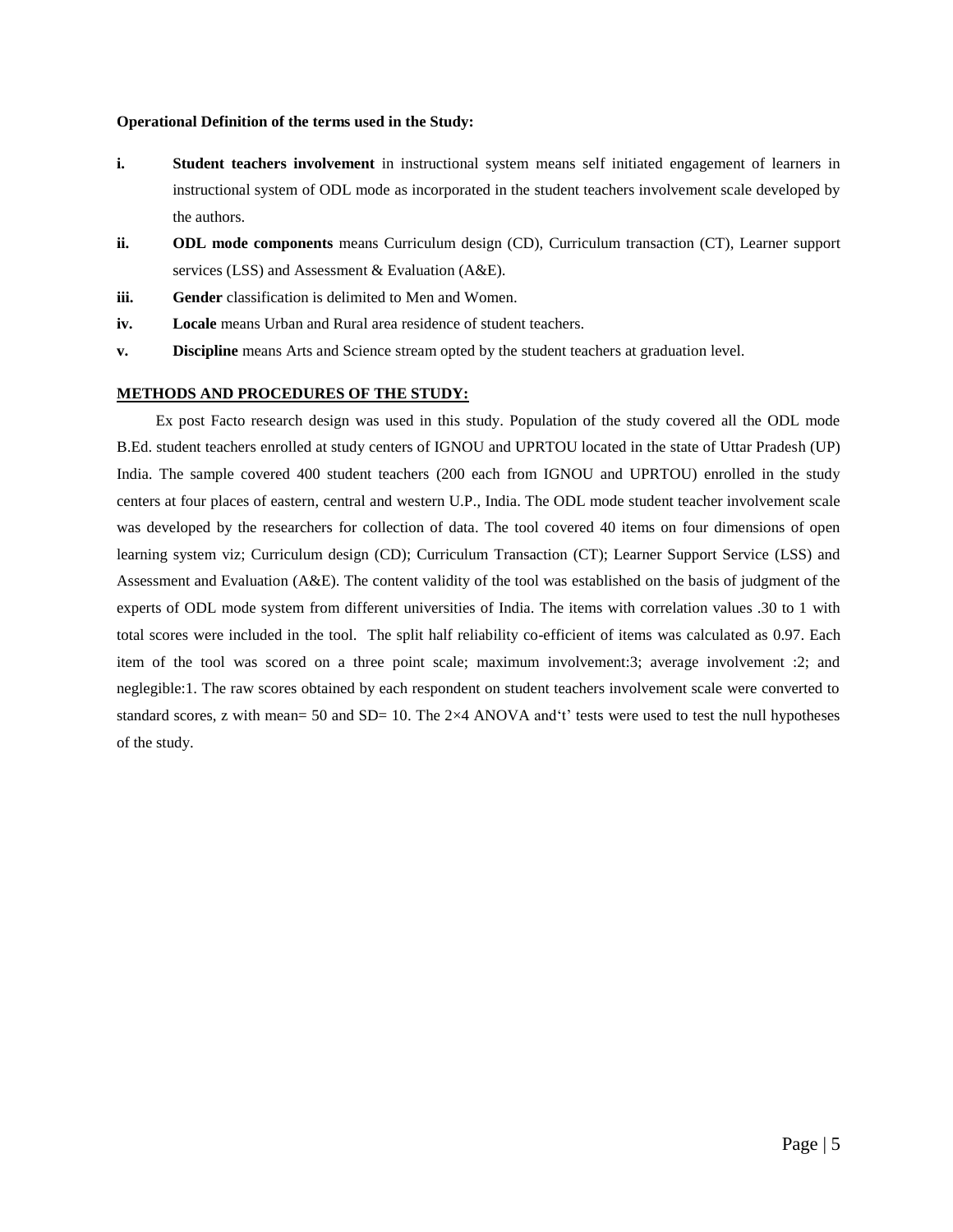**Operational Definition of the terms used in the Study:**

i. **Student teachers involvement** in instructional system means self initiated engagement of learners in instructional system of ODL mode as incorporated in the student teachers involvement scale developed by the authors.

ii. **ODL mode components** means Curriculum design (CD), Curriculum transaction (CT), Learner support services (LSS) and Assessment & Evaluation (A&E).

iii. **Gender** classification is delimited to Men and Women.

iv. **Locale** means Urban and Rural area residence of student teachers.

v. **Discipline** means Arts and Science stream opted by the student teachers at graduation level.

## METHODS AND PROCEDURES OF THE STUDY:

Ex post Facto research design was used in this study. Population of the study covered all the ODL mode B.Ed. student teachers enrolled at study centers of IGNOU and UPRTOU located in the state of Uttar Pradesh (UP) India. The sample covered 400 student teachers (200 each from IGNOU and UPRTOU) enrolled in the study centers at four places of eastern, central and western U.P., India. The ODL mode student teacher involvement scale was developed by the researchers for collection of data. The tool covered 40 items on four dimensions of open learning system viz; Curriculum design (CD); Curriculum Transaction (CT); Learner Support Service (LSS) and Assessment and Evaluation (A&E). The content validity of the tool was established on the basis of judgment of the experts of ODL mode system from different universities of India. The items with correlation values .30 to 1 with total scores were included in the tool. The split half reliability co-efficient of items was calculated as 0.97. Each item of the tool was scored on a three point scale; maximum involvement:3; average involvement :2; and neglegible:1. The raw scores obtained by each respondent on student teachers involvement scale were converted to standard scores, z with mean= 50 and SD= 10. The 2×4 ANOVA and't' tests were used to test the null hypotheses of the study.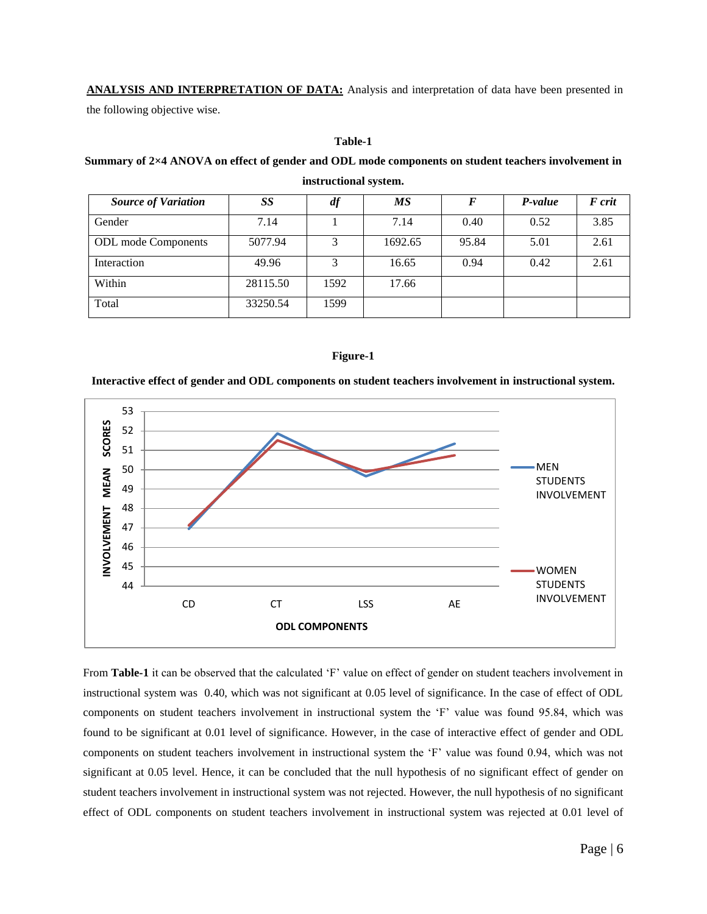**ANALYSIS AND INTERPRETATION OF DATA:** Analysis and interpretation of data have been presented in the following objective wise.

**Table-1**

**Summary of 2×4 ANOVA on effect of gender and ODL mode components on student teachers involvement in instructional system.**

| *Source of Variation* | *SS* | *df* | *MS* | *F* | *P-value* | *F crit* |
|---|---|---|---|---|---|---|
| Gender | 7.14 | 1 | 7.14 | 0.40 | 0.52 | 3.85 |
| ODL mode Components | 5077.94 | 3 | 1692.65 | 95.84 | 5.01 | 2.61 |
| Interaction | 49.96 | 3 | 16.65 | 0.94 | 0.42 | 2.61 |
| Within | 28115.50 | 1592 | 17.66 | | | |
| Total | 33250.54 | 1599 | | | | |

**Figure-1**

**Interactive effect of gender and ODL components on student teachers involvement in instructional system.**

From **Table-1** it can be observed that the calculated 'F' value on effect of gender on student teachers involvement in instructional system was 0.40, which was not significant at 0.05 level of significance. In the case of effect of ODL components on student teachers involvement in instructional system the 'F' value was found 95.84, which was found to be significant at 0.01 level of significance. However, in the case of interactive effect of gender and ODL components on student teachers involvement in instructional system the 'F' value was found 0.94, which was not significant at 0.05 level. Hence, it can be concluded that the null hypothesis of no significant effect of gender on student teachers involvement in instructional system was not rejected. However, the null hypothesis of no significant effect of ODL components on student teachers involvement in instructional system was rejected at 0.01 level of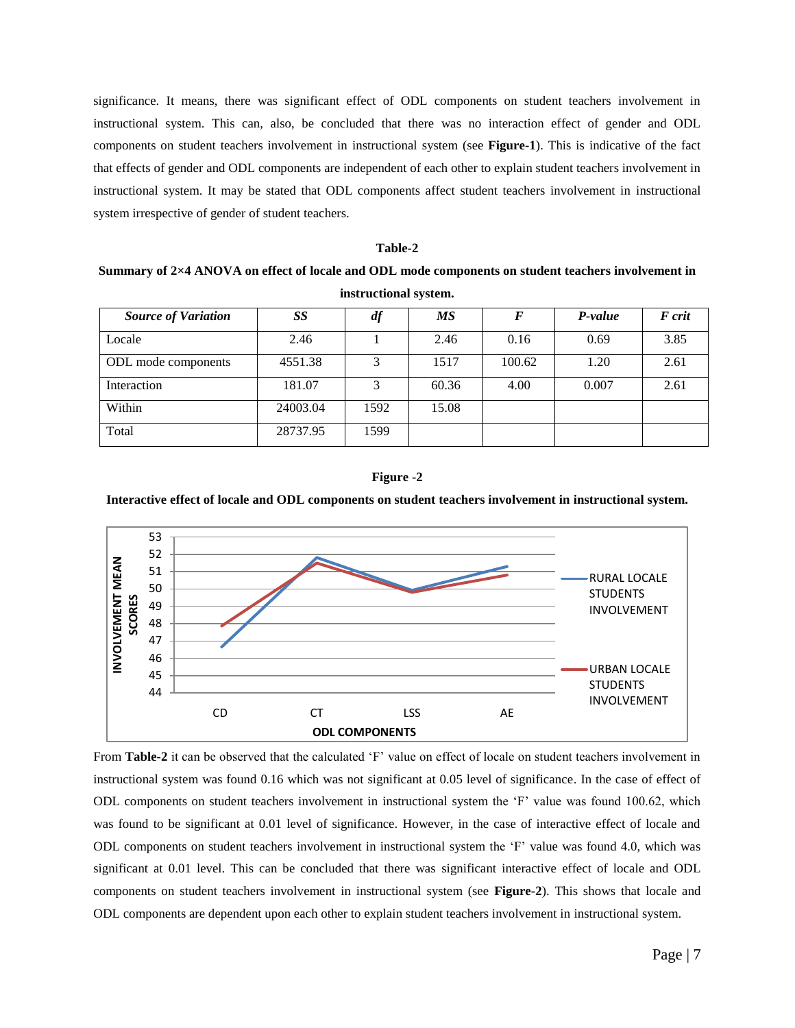significance. It means, there was significant effect of ODL components on student teachers involvement in instructional system. This can, also, be concluded that there was no interaction effect of gender and ODL components on student teachers involvement in instructional system (see **Figure-1**). This is indicative of the fact that effects of gender and ODL components are independent of each other to explain student teachers involvement in instructional system. It may be stated that ODL components affect student teachers involvement in instructional system irrespective of gender of student teachers.

**Table-2**

**Summary of 2×4 ANOVA on effect of locale and ODL mode components on student teachers involvement in instructional system.**

| *Source of Variation* | *SS* | *df* | *MS* | *F* | *P-value* | *F crit* |
|---|---|---|---|---|---|---|
| Locale | 2.46 | 1 | 2.46 | 0.16 | 0.69 | 3.85 |
| ODL mode components | 4551.38 | 3 | 1517 | 100.62 | 1.20 | 2.61 |
| Interaction | 181.07 | 3 | 60.36 | 4.00 | 0.007 | 2.61 |
| Within | 24003.04 | 1592 | 15.08 | | | |
| Total | 28737.95 | 1599 | | | | |

**Figure -2**

**Interactive effect of locale and ODL components on student teachers involvement in instructional system.**

From **Table-2** it can be observed that the calculated 'F' value on effect of locale on student teachers involvement in instructional system was found 0.16 which was not significant at 0.05 level of significance. In the case of effect of ODL components on student teachers involvement in instructional system the 'F' value was found 100.62, which was found to be significant at 0.01 level of significance. However, in the case of interactive effect of locale and ODL components on student teachers involvement in instructional system the 'F' value was found 4.0, which was significant at 0.01 level. This can be concluded that there was significant interactive effect of locale and ODL components on student teachers involvement in instructional system (see **Figure-2**). This shows that locale and ODL components are dependent upon each other to explain student teachers involvement in instructional system.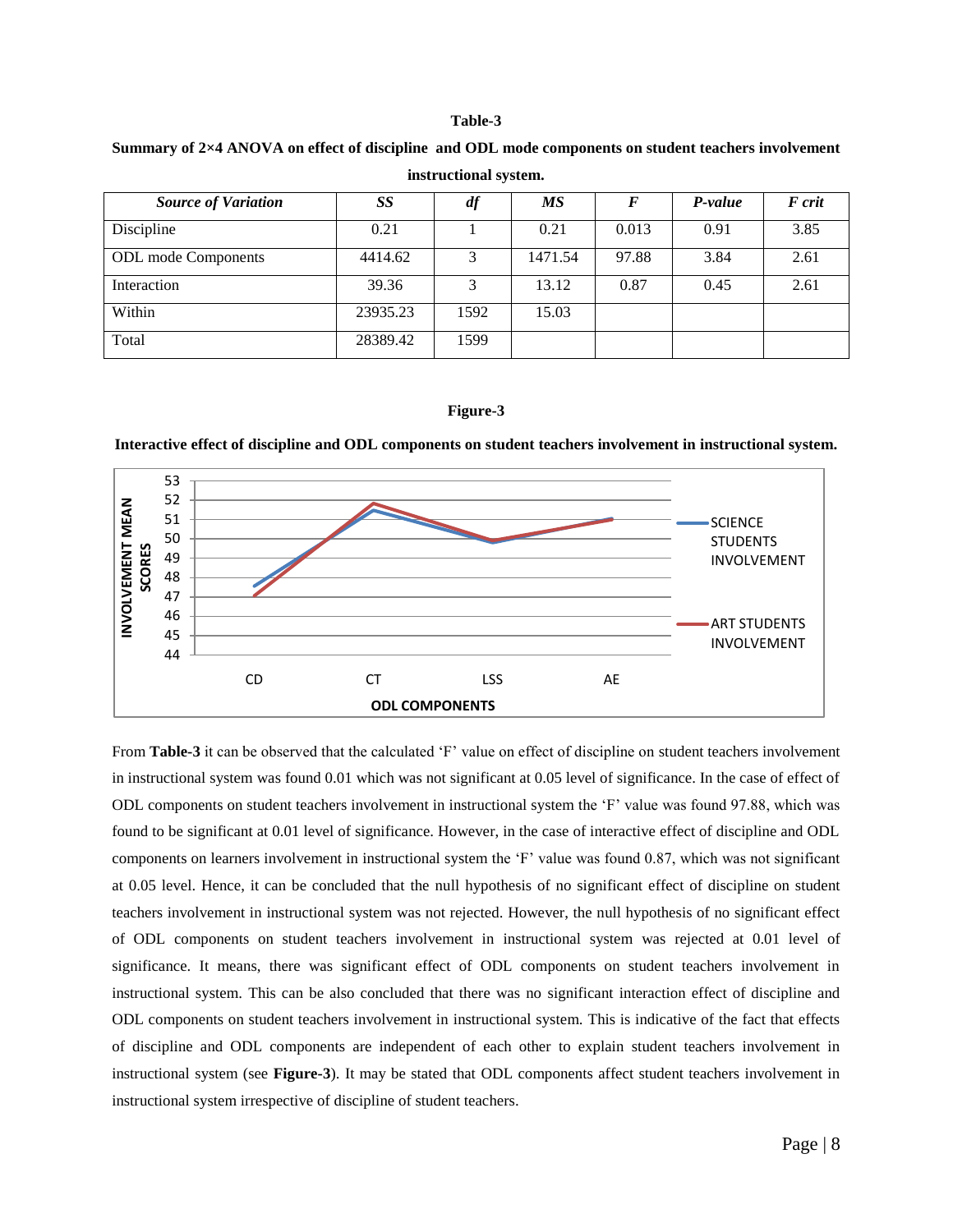**Table-3**

**Summary of 2×4 ANOVA on effect of discipline and ODL mode components on student teachers involvement instructional system.**

| *Source of Variation* | *SS* | *df* | *MS* | *F* | *P-value* | *F crit* |
|---|---|---|---|---|---|---|
| Discipline | 0.21 | 1 | 0.21 | 0.013 | 0.91 | 3.85 |
| ODL mode Components | 4414.62 | 3 | 1471.54 | 97.88 | 3.84 | 2.61 |
| Interaction | 39.36 | 3 | 13.12 | 0.87 | 0.45 | 2.61 |
| Within | 23935.23 | 1592 | 15.03 | | | |
| Total | 28389.42 | 1599 | | | | |

**Figure-3**

**Interactive effect of discipline and ODL components on student teachers involvement in instructional system.**

From **Table-3** it can be observed that the calculated 'F' value on effect of discipline on student teachers involvement in instructional system was found 0.01 which was not significant at 0.05 level of significance. In the case of effect of ODL components on student teachers involvement in instructional system the 'F' value was found 97.88, which was found to be significant at 0.01 level of significance. However, in the case of interactive effect of discipline and ODL components on learners involvement in instructional system the 'F' value was found 0.87, which was not significant at 0.05 level. Hence, it can be concluded that the null hypothesis of no significant effect of discipline on student teachers involvement in instructional system was not rejected. However, the null hypothesis of no significant effect of ODL components on student teachers involvement in instructional system was rejected at 0.01 level of significance. It means, there was significant effect of ODL components on student teachers involvement in instructional system. This can be also concluded that there was no significant interaction effect of discipline and ODL components on student teachers involvement in instructional system. This is indicative of the fact that effects of discipline and ODL components are independent of each other to explain student teachers involvement in instructional system (see **Figure-3**). It may be stated that ODL components affect student teachers involvement in instructional system irrespective of discipline of student teachers.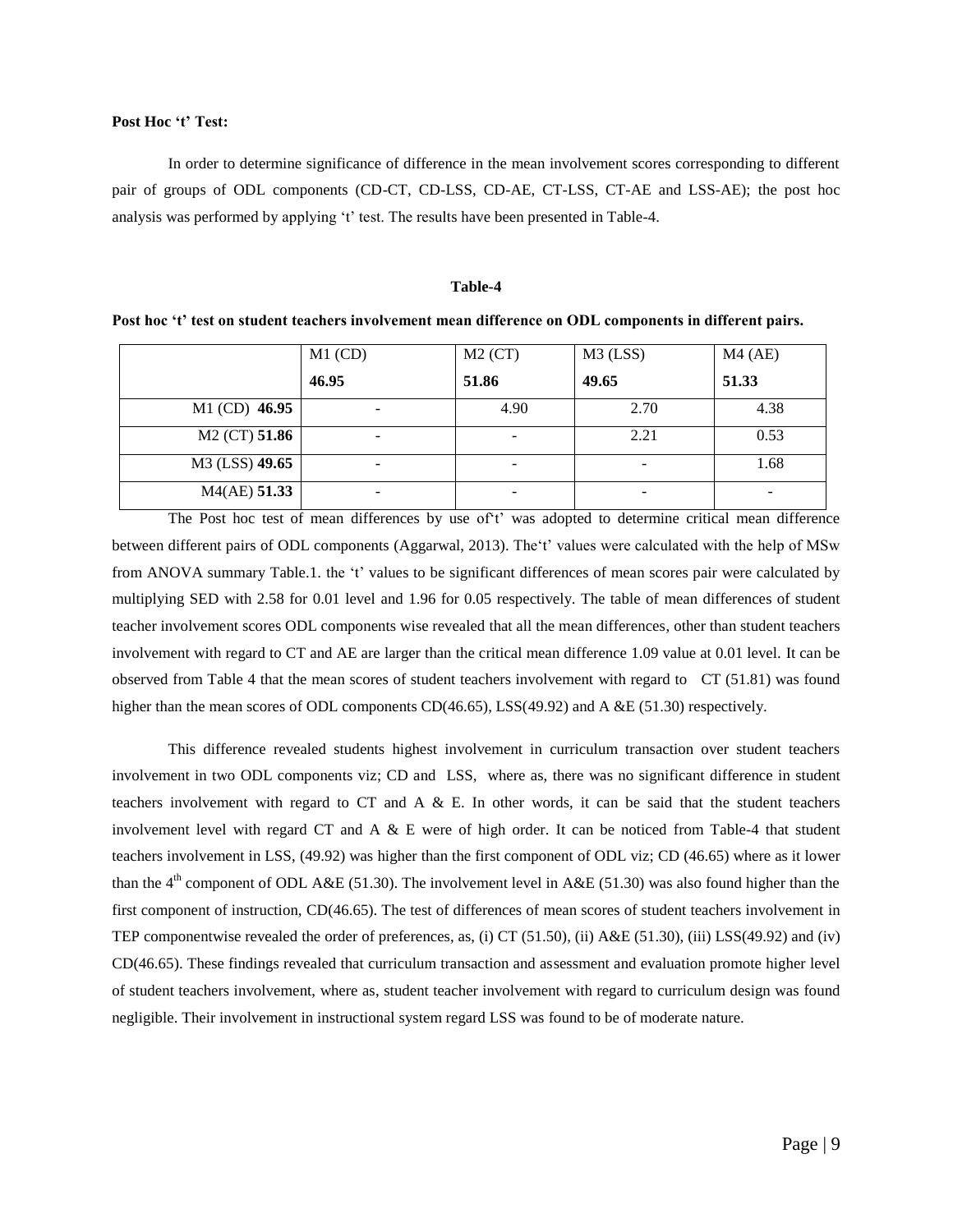**Post Hoc 't' Test:**

In order to determine significance of difference in the mean involvement scores corresponding to different pair of groups of ODL components (CD-CT, CD-LSS, CD-AE, CT-LSS, CT-AE and LSS-AE); the post hoc analysis was performed by applying 't' test. The results have been presented in Table-4.

**Table-4**

**Post hoc 't' test on student teachers involvement mean difference on ODL components in different pairs.**

| | M1 (CD) **46.95** | M2 (CT) **51.86** | M3 (LSS) **49.65** | M4 (AE) **51.33** |
|---|---|---|---|---|
| M1 (CD) **46.95** | - | 4.90 | 2.70 | 4.38 |
| M2 (CT) **51.86** | - | - | 2.21 | 0.53 |
| M3 (LSS) **49.65** | - | - | - | 1.68 |
| M4(AE) **51.33** | - | - | - | - |

The Post hoc test of mean differences by use of't' was adopted to determine critical mean difference between different pairs of ODL components (Aggarwal, 2013). The't' values were calculated with the help of MSw from ANOVA summary Table.1. the 't' values to be significant differences of mean scores pair were calculated by multiplying SED with 2.58 for 0.01 level and 1.96 for 0.05 respectively. The table of mean differences of student teacher involvement scores ODL components wise revealed that all the mean differences, other than student teachers involvement with regard to CT and AE are larger than the critical mean difference 1.09 value at 0.01 level. It can be observed from Table 4 that the mean scores of student teachers involvement with regard to CT (51.81) was found higher than the mean scores of ODL components CD(46.65), LSS(49.92) and A &E (51.30) respectively.

This difference revealed students highest involvement in curriculum transaction over student teachers involvement in two ODL components viz; CD and LSS, where as, there was no significant difference in student teachers involvement with regard to CT and A & E. In other words, it can be said that the student teachers involvement level with regard CT and A & E were of high order. It can be noticed from Table-4 that student teachers involvement in LSS, (49.92) was higher than the first component of ODL viz; CD (46.65) where as it lower than the 4th component of ODL A&E (51.30). The involvement level in A&E (51.30) was also found higher than the first component of instruction, CD(46.65). The test of differences of mean scores of student teachers involvement in TEP componentwise revealed the order of preferences, as, (i) CT (51.50), (ii) A&E (51.30), (iii) LSS(49.92) and (iv) CD(46.65). These findings revealed that curriculum transaction and assessment and evaluation promote higher level of student teachers involvement, where as, student teacher involvement with regard to curriculum design was found negligible. Their involvement in instructional system regard LSS was found to be of moderate nature.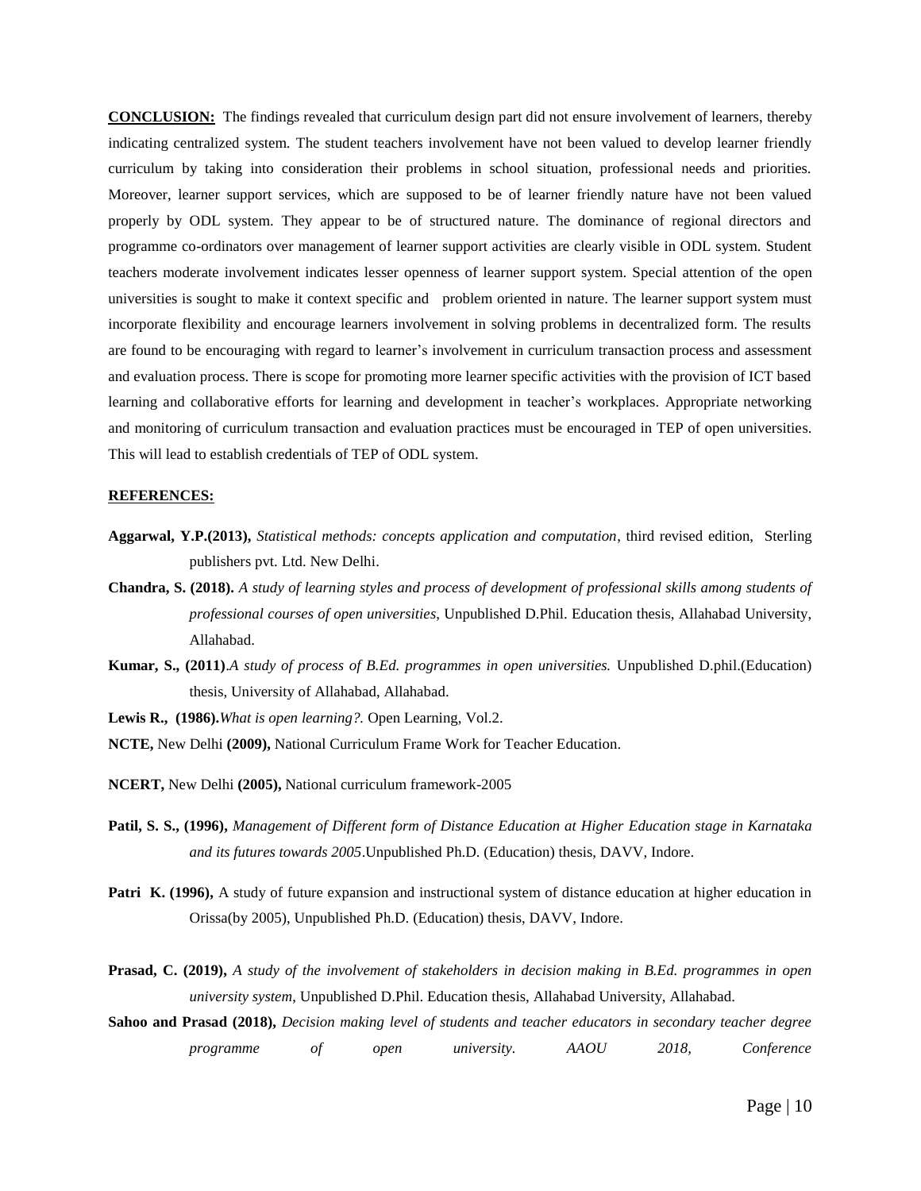**CONCLUSION:** The findings revealed that curriculum design part did not ensure involvement of learners, thereby indicating centralized system. The student teachers involvement have not been valued to develop learner friendly curriculum by taking into consideration their problems in school situation, professional needs and priorities. Moreover, learner support services, which are supposed to be of learner friendly nature have not been valued properly by ODL system. They appear to be of structured nature. The dominance of regional directors and programme co-ordinators over management of learner support activities are clearly visible in ODL system. Student teachers moderate involvement indicates lesser openness of learner support system. Special attention of the open universities is sought to make it context specific and problem oriented in nature. The learner support system must incorporate flexibility and encourage learners involvement in solving problems in decentralized form. The results are found to be encouraging with regard to learner's involvement in curriculum transaction process and assessment and evaluation process. There is scope for promoting more learner specific activities with the provision of ICT based learning and collaborative efforts for learning and development in teacher's workplaces. Appropriate networking and monitoring of curriculum transaction and evaluation practices must be encouraged in TEP of open universities. This will lead to establish credentials of TEP of ODL system.

**REFERENCES:**

**Aggarwal, Y.P.(2013),** *Statistical methods: concepts application and computation*, third revised edition, Sterling publishers pvt. Ltd. New Delhi.

**Chandra, S. (2018).** *A study of learning styles and process of development of professional skills among students of professional courses of open universities*, Unpublished D.Phil. Education thesis, Allahabad University, Allahabad.

**Kumar, S., (2011)**.*A study of process of B.Ed. programmes in open universities.* Unpublished D.phil.(Education) thesis, University of Allahabad, Allahabad.

**Lewis R., (1986).***What is open learning?.* Open Learning, Vol.2.

**NCTE,** New Delhi **(2009),** National Curriculum Frame Work for Teacher Education.

**NCERT,** New Delhi **(2005),** National curriculum framework-2005

**Patil, S. S., (1996),** *Management of Different form of Distance Education at Higher Education stage in Karnataka and its futures towards 2005*.Unpublished Ph.D. (Education) thesis, DAVV, Indore.

**Patri K. (1996),** A study of future expansion and instructional system of distance education at higher education in Orissa(by 2005), Unpublished Ph.D. (Education) thesis, DAVV, Indore.

**Prasad, C. (2019),** *A study of the involvement of stakeholders in decision making in B.Ed. programmes in open university system*, Unpublished D.Phil. Education thesis, Allahabad University, Allahabad.

**Sahoo and Prasad (2018),** *Decision making level of students and teacher educators in secondary teacher degree programme of open university. AAOU 2018, Conference*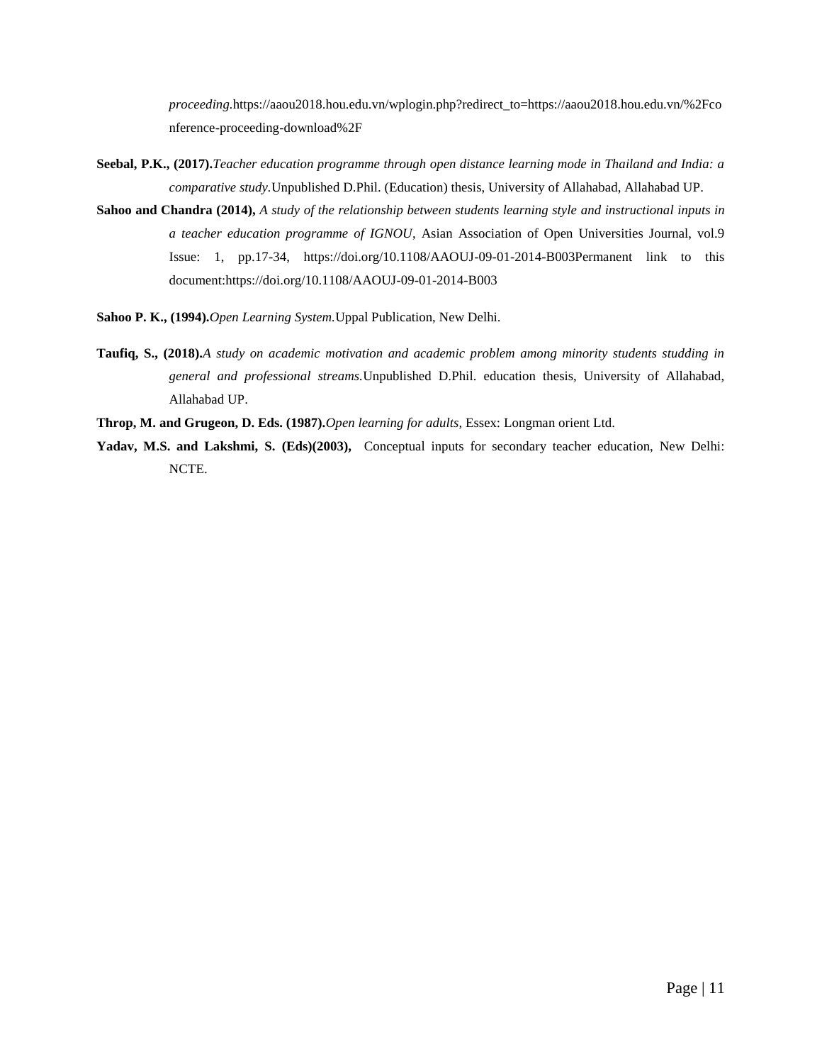*proceeding.*https://aaou2018.hou.edu.vn/wplogin.php?redirect_to=https://aaou2018.hou.edu.vn/%2Fconference-proceeding-download%2F

**Seebal, P.K., (2017).***Teacher education programme through open distance learning mode in Thailand and India: a comparative study.*Unpublished D.Phil. (Education) thesis, University of Allahabad, Allahabad UP.

**Sahoo and Chandra (2014),** *A study of the relationship between students learning style and instructional inputs in a teacher education programme of IGNOU*, Asian Association of Open Universities Journal, vol.9 Issue: 1, pp.17-34, https://doi.org/10.1108/AAOUJ-09-01-2014-B003Permanent link to this document:https://doi.org/10.1108/AAOUJ-09-01-2014-B003

**Sahoo P. K., (1994).***Open Learning System.*Uppal Publication, New Delhi.

**Taufiq, S., (2018).***A study on academic motivation and academic problem among minority students studding in general and professional streams.*Unpublished D.Phil. education thesis, University of Allahabad, Allahabad UP.

**Throp, M. and Grugeon, D. Eds. (1987).***Open learning for adults*, Essex: Longman orient Ltd.

**Yadav, M.S. and Lakshmi, S. (Eds)(2003),** Conceptual inputs for secondary teacher education, New Delhi: NCTE.